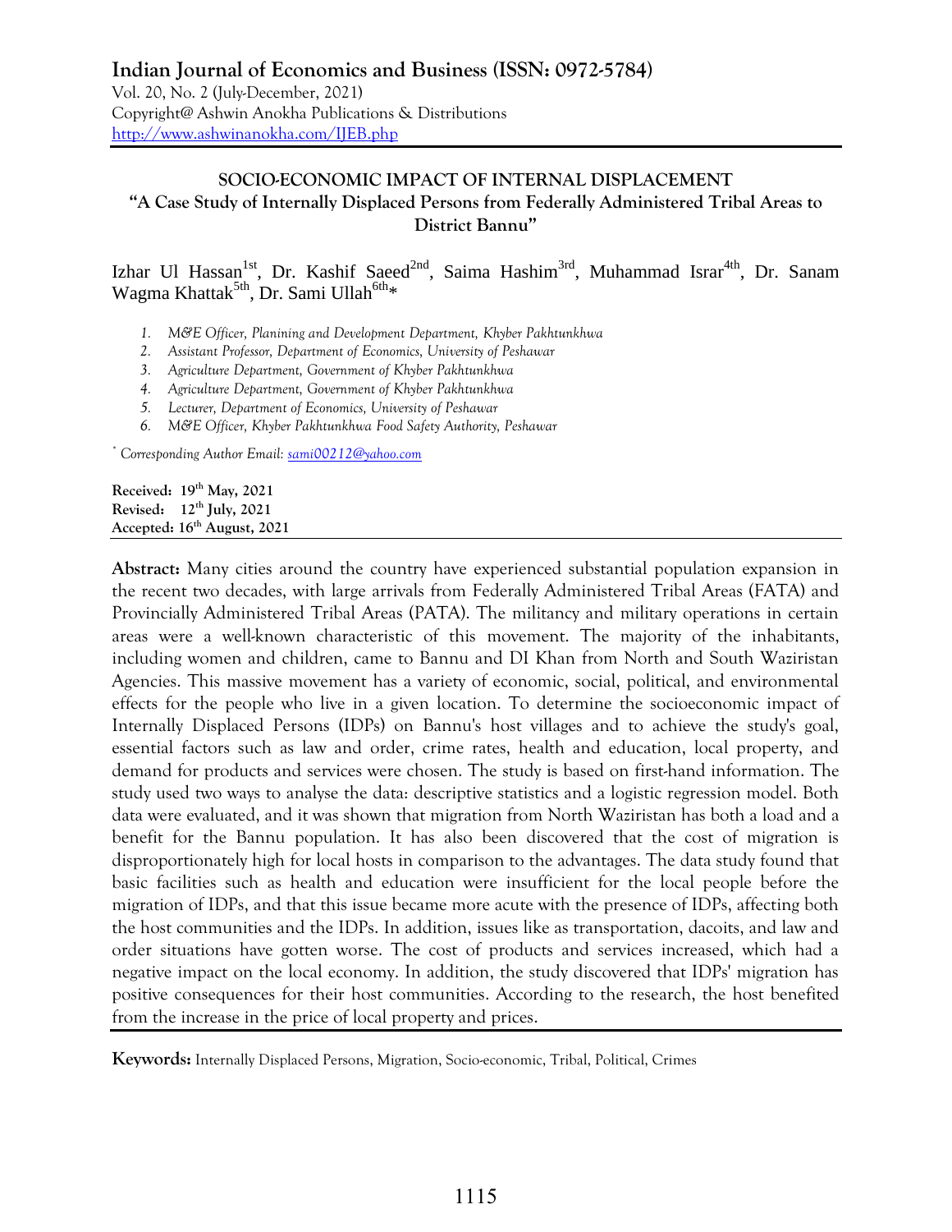**Indian Journal of Economics and Business (ISSN: 0972-5784)**
Vol. 20, No. 2 (July-December, 2021)
Copyright@ Ashwin Anokha Publications & Distributions
http://www.ashwinanokha.com/IJEB.php

# SOCIO-ECONOMIC IMPACT OF INTERNAL DISPLACEMENT

## "A Case Study of Internally Displaced Persons from Federally Administered Tribal Areas to District Bannu"

Izhar Ul Hassan[1st], Dr. Kashif Saeed[2nd], Saima Hashim[3rd], Muhammad Israr[4th], Dr. Sanam Wagma Khattak[5th], Dr. Sami Ullah[6th]*

1. *M&E Officer, Planining and Development Department, Khyber Pakhtunkhwa*
2. *Assistant Professor, Department of Economics, University of Peshawar*
3. *Agriculture Department, Government of Khyber Pakhtunkhwa*
4. *Agriculture Department, Government of Khyber Pakhtunkhwa*
5. *Lecturer, Department of Economics, University of Peshawar*
6. *M&E Officer, Khyber Pakhtunkhwa Food Safety Authority, Peshawar*

[*] *Corresponding Author Email: sami00212@yahoo.com*

**Received: 19th May, 2021**
**Revised: 12th July, 2021**
**Accepted: 16th August, 2021**

**Abstract:** Many cities around the country have experienced substantial population expansion in the recent two decades, with large arrivals from Federally Administered Tribal Areas (FATA) and Provincially Administered Tribal Areas (PATA). The militancy and military operations in certain areas were a well-known characteristic of this movement. The majority of the inhabitants, including women and children, came to Bannu and DI Khan from North and South Waziristan Agencies. This massive movement has a variety of economic, social, political, and environmental effects for the people who live in a given location. To determine the socioeconomic impact of Internally Displaced Persons (IDPs) on Bannu's host villages and to achieve the study's goal, essential factors such as law and order, crime rates, health and education, local property, and demand for products and services were chosen. The study is based on first-hand information. The study used two ways to analyse the data: descriptive statistics and a logistic regression model. Both data were evaluated, and it was shown that migration from North Waziristan has both a load and a benefit for the Bannu population. It has also been discovered that the cost of migration is disproportionately high for local hosts in comparison to the advantages. The data study found that basic facilities such as health and education were insufficient for the local people before the migration of IDPs, and that this issue became more acute with the presence of IDPs, affecting both the host communities and the IDPs. In addition, issues like as transportation, dacoits, and law and order situations have gotten worse. The cost of products and services increased, which had a negative impact on the local economy. In addition, the study discovered that IDPs' migration has positive consequences for their host communities. According to the research, the host benefited from the increase in the price of local property and prices.

**Keywords:** Internally Displaced Persons, Migration, Socio-economic, Tribal, Political, Crimes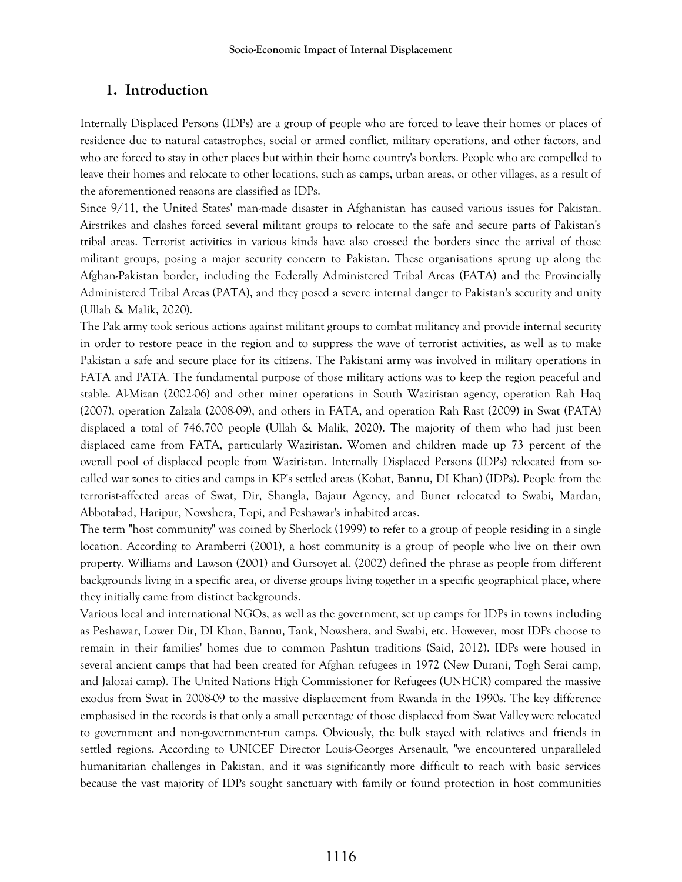## 1. Introduction

Internally Displaced Persons (IDPs) are a group of people who are forced to leave their homes or places of residence due to natural catastrophes, social or armed conflict, military operations, and other factors, and who are forced to stay in other places but within their home country's borders. People who are compelled to leave their homes and relocate to other locations, such as camps, urban areas, or other villages, as a result of the aforementioned reasons are classified as IDPs.

Since 9/11, the United States' man-made disaster in Afghanistan has caused various issues for Pakistan. Airstrikes and clashes forced several militant groups to relocate to the safe and secure parts of Pakistan's tribal areas. Terrorist activities in various kinds have also crossed the borders since the arrival of those militant groups, posing a major security concern to Pakistan. These organisations sprung up along the Afghan-Pakistan border, including the Federally Administered Tribal Areas (FATA) and the Provincially Administered Tribal Areas (PATA), and they posed a severe internal danger to Pakistan's security and unity (Ullah & Malik, 2020).

The Pak army took serious actions against militant groups to combat militancy and provide internal security in order to restore peace in the region and to suppress the wave of terrorist activities, as well as to make Pakistan a safe and secure place for its citizens. The Pakistani army was involved in military operations in FATA and PATA. The fundamental purpose of those military actions was to keep the region peaceful and stable. Al-Mizan (2002-06) and other miner operations in South Waziristan agency, operation Rah Haq (2007), operation Zalzala (2008-09), and others in FATA, and operation Rah Rast (2009) in Swat (PATA) displaced a total of 746,700 people (Ullah & Malik, 2020). The majority of them who had just been displaced came from FATA, particularly Waziristan. Women and children made up 73 percent of the overall pool of displaced people from Waziristan. Internally Displaced Persons (IDPs) relocated from so-called war zones to cities and camps in KP's settled areas (Kohat, Bannu, DI Khan) (IDPs). People from the terrorist-affected areas of Swat, Dir, Shangla, Bajaur Agency, and Buner relocated to Swabi, Mardan, Abbotabad, Haripur, Nowshera, Topi, and Peshawar's inhabited areas.

The term "host community" was coined by Sherlock (1999) to refer to a group of people residing in a single location. According to Aramberri (2001), a host community is a group of people who live on their own property. Williams and Lawson (2001) and Gursoyet al. (2002) defined the phrase as people from different backgrounds living in a specific area, or diverse groups living together in a specific geographical place, where they initially came from distinct backgrounds.

Various local and international NGOs, as well as the government, set up camps for IDPs in towns including as Peshawar, Lower Dir, DI Khan, Bannu, Tank, Nowshera, and Swabi, etc. However, most IDPs choose to remain in their families' homes due to common Pashtun traditions (Said, 2012). IDPs were housed in several ancient camps that had been created for Afghan refugees in 1972 (New Durani, Togh Serai camp, and Jalozai camp). The United Nations High Commissioner for Refugees (UNHCR) compared the massive exodus from Swat in 2008-09 to the massive displacement from Rwanda in the 1990s. The key difference emphasised in the records is that only a small percentage of those displaced from Swat Valley were relocated to government and non-government-run camps. Obviously, the bulk stayed with relatives and friends in settled regions. According to UNICEF Director Louis-Georges Arsenault, "we encountered unparalleled humanitarian challenges in Pakistan, and it was significantly more difficult to reach with basic services because the vast majority of IDPs sought sanctuary with family or found protection in host communities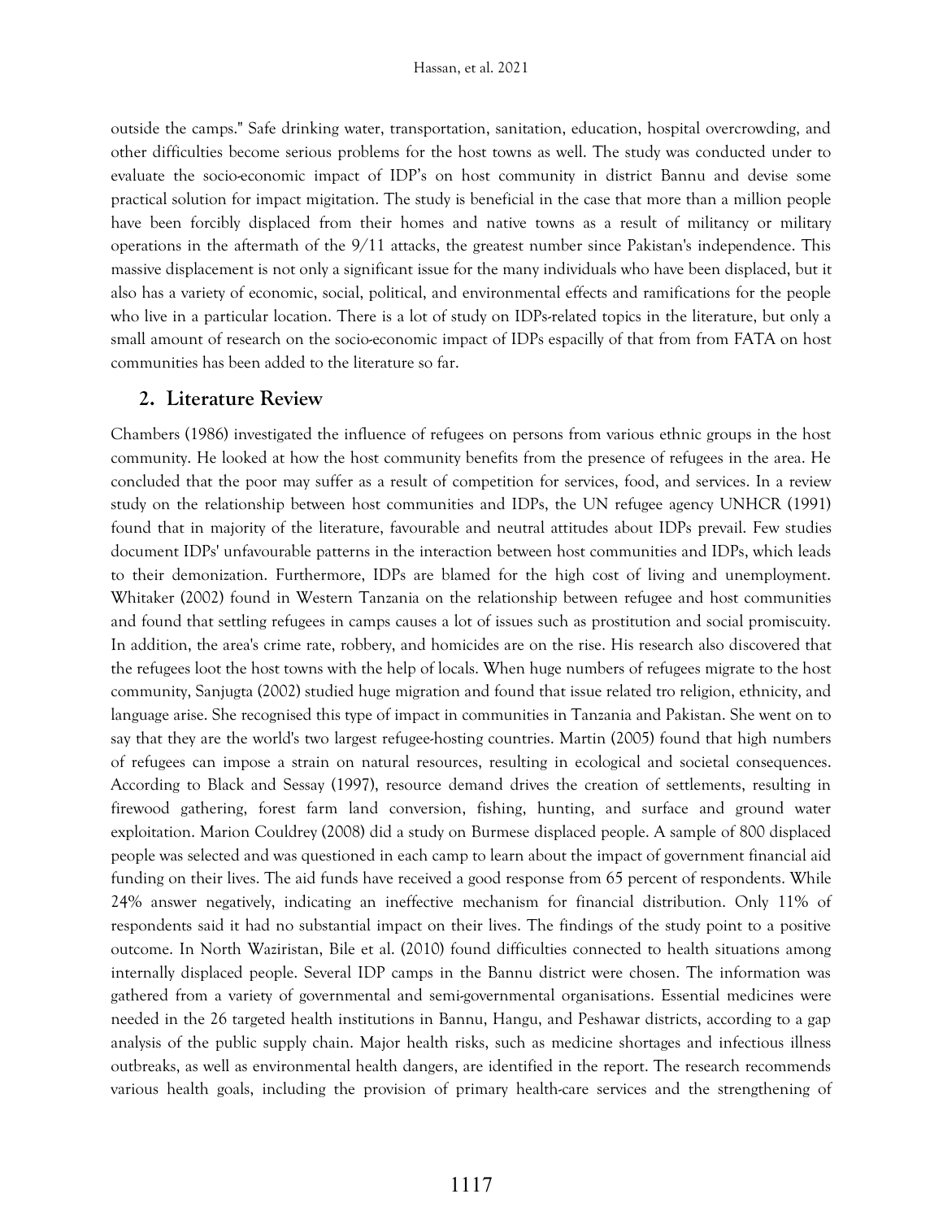outside the camps." Safe drinking water, transportation, sanitation, education, hospital overcrowding, and other difficulties become serious problems for the host towns as well. The study was conducted under to evaluate the socio-economic impact of IDP's on host community in district Bannu and devise some practical solution for impact migitation. The study is beneficial in the case that more than a million people have been forcibly displaced from their homes and native towns as a result of militancy or military operations in the aftermath of the 9/11 attacks, the greatest number since Pakistan's independence. This massive displacement is not only a significant issue for the many individuals who have been displaced, but it also has a variety of economic, social, political, and environmental effects and ramifications for the people who live in a particular location. There is a lot of study on IDPs-related topics in the literature, but only a small amount of research on the socio-economic impact of IDPs espacilly of that from from FATA on host communities has been added to the literature so far.

## 2. Literature Review

Chambers (1986) investigated the influence of refugees on persons from various ethnic groups in the host community. He looked at how the host community benefits from the presence of refugees in the area. He concluded that the poor may suffer as a result of competition for services, food, and services. In a review study on the relationship between host communities and IDPs, the UN refugee agency UNHCR (1991) found that in majority of the literature, favourable and neutral attitudes about IDPs prevail. Few studies document IDPs' unfavourable patterns in the interaction between host communities and IDPs, which leads to their demonization. Furthermore, IDPs are blamed for the high cost of living and unemployment. Whitaker (2002) found in Western Tanzania on the relationship between refugee and host communities and found that settling refugees in camps causes a lot of issues such as prostitution and social promiscuity. In addition, the area's crime rate, robbery, and homicides are on the rise. His research also discovered that the refugees loot the host towns with the help of locals. When huge numbers of refugees migrate to the host community, Sanjugta (2002) studied huge migration and found that issue related tro religion, ethnicity, and language arise. She recognised this type of impact in communities in Tanzania and Pakistan. She went on to say that they are the world's two largest refugee-hosting countries. Martin (2005) found that high numbers of refugees can impose a strain on natural resources, resulting in ecological and societal consequences. According to Black and Sessay (1997), resource demand drives the creation of settlements, resulting in firewood gathering, forest farm land conversion, fishing, hunting, and surface and ground water exploitation. Marion Couldrey (2008) did a study on Burmese displaced people. A sample of 800 displaced people was selected and was questioned in each camp to learn about the impact of government financial aid funding on their lives. The aid funds have received a good response from 65 percent of respondents. While 24% answer negatively, indicating an ineffective mechanism for financial distribution. Only 11% of respondents said it had no substantial impact on their lives. The findings of the study point to a positive outcome. In North Waziristan, Bile et al. (2010) found difficulties connected to health situations among internally displaced people. Several IDP camps in the Bannu district were chosen. The information was gathered from a variety of governmental and semi-governmental organisations. Essential medicines were needed in the 26 targeted health institutions in Bannu, Hangu, and Peshawar districts, according to a gap analysis of the public supply chain. Major health risks, such as medicine shortages and infectious illness outbreaks, as well as environmental health dangers, are identified in the report. The research recommends various health goals, including the provision of primary health-care services and the strengthening of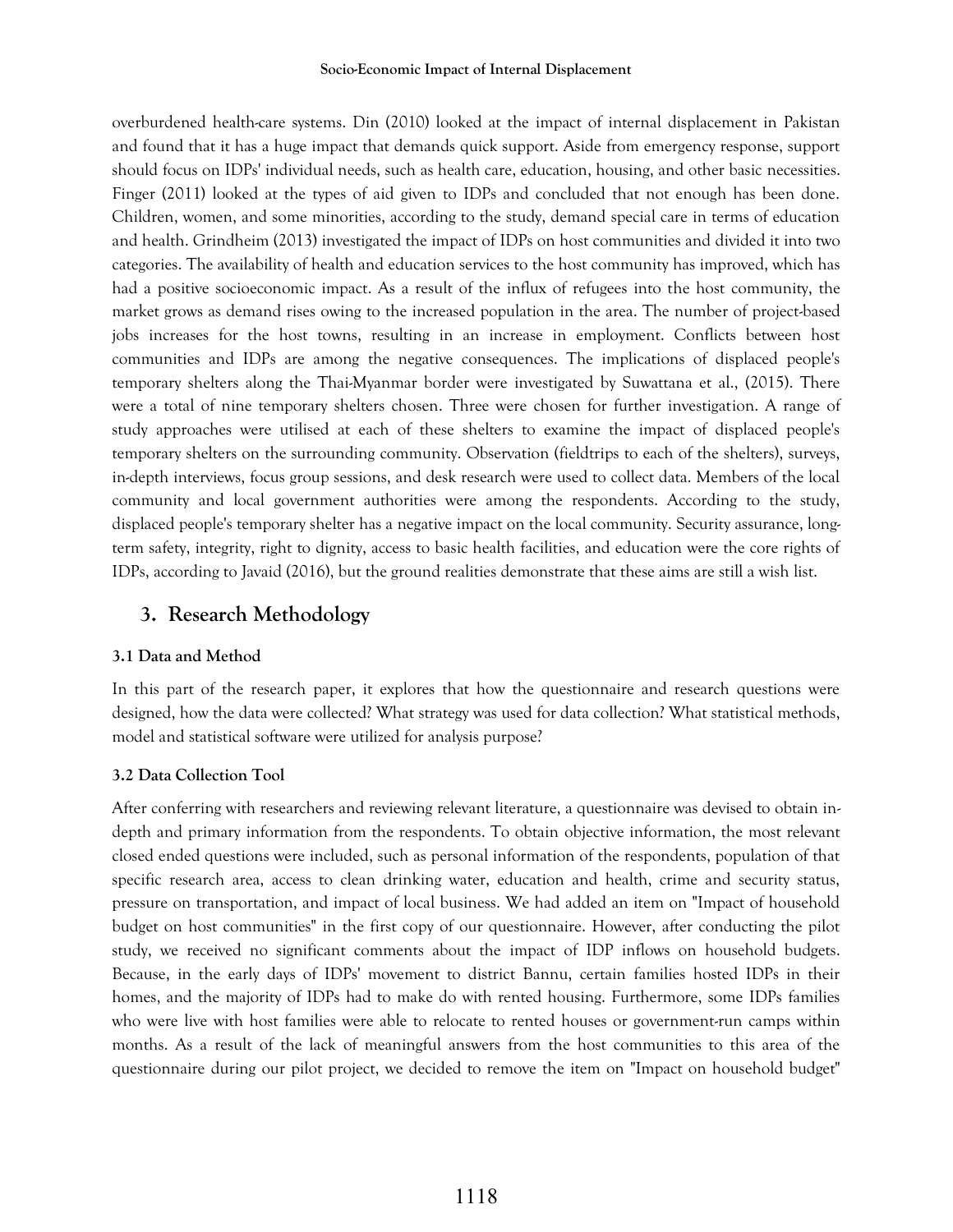overburdened health-care systems. Din (2010) looked at the impact of internal displacement in Pakistan and found that it has a huge impact that demands quick support. Aside from emergency response, support should focus on IDPs' individual needs, such as health care, education, housing, and other basic necessities. Finger (2011) looked at the types of aid given to IDPs and concluded that not enough has been done. Children, women, and some minorities, according to the study, demand special care in terms of education and health. Grindheim (2013) investigated the impact of IDPs on host communities and divided it into two categories. The availability of health and education services to the host community has improved, which has had a positive socioeconomic impact. As a result of the influx of refugees into the host community, the market grows as demand rises owing to the increased population in the area. The number of project-based jobs increases for the host towns, resulting in an increase in employment. Conflicts between host communities and IDPs are among the negative consequences. The implications of displaced people's temporary shelters along the Thai-Myanmar border were investigated by Suwattana et al., (2015). There were a total of nine temporary shelters chosen. Three were chosen for further investigation. A range of study approaches were utilised at each of these shelters to examine the impact of displaced people's temporary shelters on the surrounding community. Observation (fieldtrips to each of the shelters), surveys, in-depth interviews, focus group sessions, and desk research were used to collect data. Members of the local community and local government authorities were among the respondents. According to the study, displaced people's temporary shelter has a negative impact on the local community. Security assurance, long-term safety, integrity, right to dignity, access to basic health facilities, and education were the core rights of IDPs, according to Javaid (2016), but the ground realities demonstrate that these aims are still a wish list.

## 3. Research Methodology

### 3.1 Data and Method

In this part of the research paper, it explores that how the questionnaire and research questions were designed, how the data were collected? What strategy was used for data collection? What statistical methods, model and statistical software were utilized for analysis purpose?

### 3.2 Data Collection Tool

After conferring with researchers and reviewing relevant literature, a questionnaire was devised to obtain in-depth and primary information from the respondents. To obtain objective information, the most relevant closed ended questions were included, such as personal information of the respondents, population of that specific research area, access to clean drinking water, education and health, crime and security status, pressure on transportation, and impact of local business. We had added an item on "Impact of household budget on host communities" in the first copy of our questionnaire. However, after conducting the pilot study, we received no significant comments about the impact of IDP inflows on household budgets. Because, in the early days of IDPs' movement to district Bannu, certain families hosted IDPs in their homes, and the majority of IDPs had to make do with rented housing. Furthermore, some IDPs families who were live with host families were able to relocate to rented houses or government-run camps within months. As a result of the lack of meaningful answers from the host communities to this area of the questionnaire during our pilot project, we decided to remove the item on "Impact on household budget"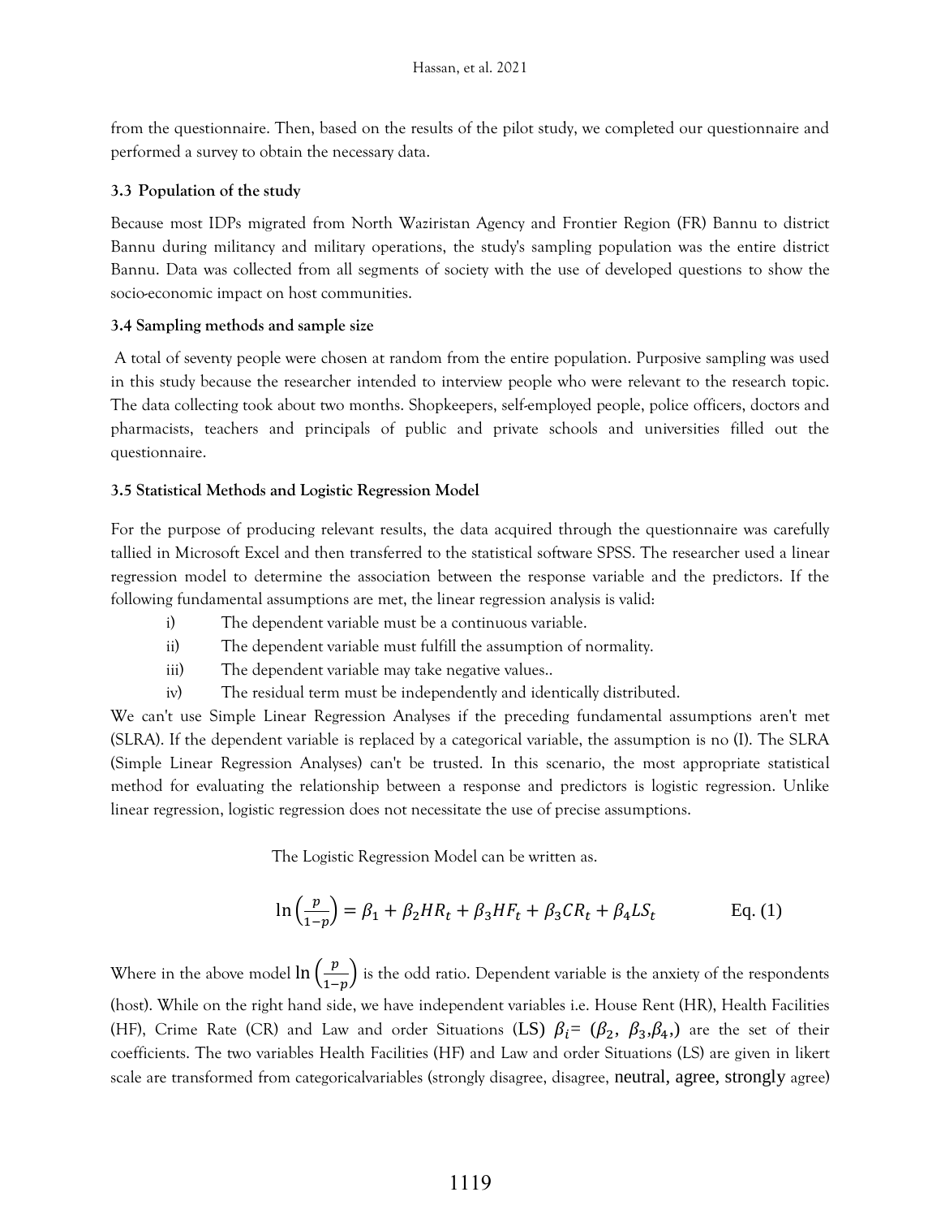from the questionnaire. Then, based on the results of the pilot study, we completed our questionnaire and performed a survey to obtain the necessary data.

### 3.3 Population of the study

Because most IDPs migrated from North Waziristan Agency and Frontier Region (FR) Bannu to district Bannu during militancy and military operations, the study's sampling population was the entire district Bannu. Data was collected from all segments of society with the use of developed questions to show the socio-economic impact on host communities.

### 3.4 Sampling methods and sample size

A total of seventy people were chosen at random from the entire population. Purposive sampling was used in this study because the researcher intended to interview people who were relevant to the research topic. The data collecting took about two months. Shopkeepers, self-employed people, police officers, doctors and pharmacists, teachers and principals of public and private schools and universities filled out the questionnaire.

### 3.5 Statistical Methods and Logistic Regression Model

For the purpose of producing relevant results, the data acquired through the questionnaire was carefully tallied in Microsoft Excel and then transferred to the statistical software SPSS. The researcher used a linear regression model to determine the association between the response variable and the predictors. If the following fundamental assumptions are met, the linear regression analysis is valid:

i) The dependent variable must be a continuous variable.
ii) The dependent variable must fulfill the assumption of normality.
iii) The dependent variable may take negative values..
iv) The residual term must be independently and identically distributed.

We can't use Simple Linear Regression Analyses if the preceding fundamental assumptions aren't met (SLRA). If the dependent variable is replaced by a categorical variable, the assumption is no (I). The SLRA (Simple Linear Regression Analyses) can't be trusted. In this scenario, the most appropriate statistical method for evaluating the relationship between a response and predictors is logistic regression. Unlike linear regression, logistic regression does not necessitate the use of precise assumptions.

The Logistic Regression Model can be written as.

$$\ln\left(\frac{p}{1-p}\right) = \beta_1 + \beta_2 HR_t + \beta_3 HF_t + \beta_3 CR_t + \beta_4 LS_t \qquad \text{Eq. (1)}$$

Where in the above model $\ln\left(\frac{p}{1-p}\right)$ is the odd ratio. Dependent variable is the anxiety of the respondents (host). While on the right hand side, we have independent variables i.e. House Rent (HR), Health Facilities (HF), Crime Rate (CR) and Law and order Situations (LS) $\beta_i = (\beta_2, \beta_3, \beta_4,)$ are the set of their coefficients. The two variables Health Facilities (HF) and Law and order Situations (LS) are given in likert scale are transformed from categoricalvariables (strongly disagree, disagree, neutral, agree, strongly agree)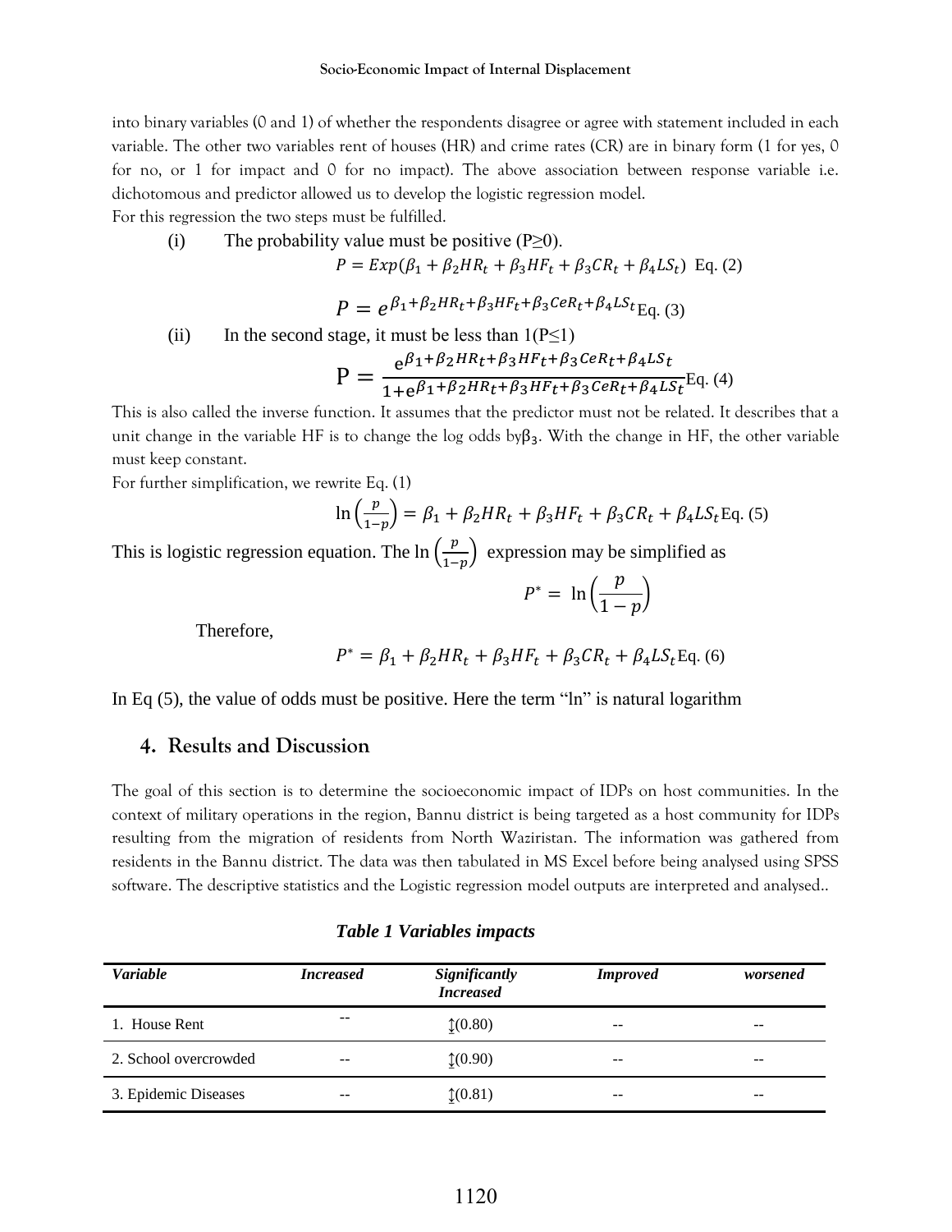into binary variables (0 and 1) of whether the respondents disagree or agree with statement included in each variable. The other two variables rent of houses (HR) and crime rates (CR) are in binary form (1 for yes, 0 for no, or 1 for impact and 0 for no impact). The above association between response variable i.e. dichotomous and predictor allowed us to develop the logistic regression model.

For this regression the two steps must be fulfilled.

(i) The probability value must be positive (P≥0).

$$P = Exp(\beta_1 + \beta_2 HR_t + \beta_3 HF_t + \beta_3 CR_t + \beta_4 LS_t) \text{ Eq. (2)}$$

$$P = e^{\beta_1+\beta_2 HR_t+\beta_3 HF_t+\beta_3 CeR_t+\beta_4 LS_t} \text{Eq. (3)}$$

(ii) In the second stage, it must be less than 1(P≤1)

$$P = \frac{e^{\beta_1+\beta_2 HR_t+\beta_3 HF_t+\beta_3 CeR_t+\beta_4 LS_t}}{1+e^{\beta_1+\beta_2 HR_t+\beta_3 HF_t+\beta_3 CeR_t+\beta_4 LS_t}} \text{Eq. (4)}$$

This is also called the inverse function. It assumes that the predictor must not be related. It describes that a unit change in the variable HF is to change the log odds by$\beta_3$. With the change in HF, the other variable must keep constant.

For further simplification, we rewrite Eq. (1)

$$\ln\left(\frac{p}{1-p}\right) = \beta_1 + \beta_2 HR_t + \beta_3 HF_t + \beta_3 CR_t + \beta_4 LS_t \text{Eq. (5)}$$

This is logistic regression equation. The $\ln\left(\frac{p}{1-p}\right)$ expression may be simplified as

$$P^* = \ln\left(\frac{p}{1-p}\right)$$

Therefore,

$$P^* = \beta_1 + \beta_2 HR_t + \beta_3 HF_t + \beta_3 CR_t + \beta_4 LS_t \text{Eq. (6)}$$

In Eq (5), the value of odds must be positive. Here the term "ln" is natural logarithm

## 4. Results and Discussion

The goal of this section is to determine the socioeconomic impact of IDPs on host communities. In the context of military operations in the region, Bannu district is being targeted as a host community for IDPs resulting from the migration of residents from North Waziristan. The information was gathered from residents in the Bannu district. The data was then tabulated in MS Excel before being analysed using SPSS software. The descriptive statistics and the Logistic regression model outputs are interpreted and analysed..

***Table 1 Variables impacts***

| *Variable* | *Increased* | *Significantly Increased* | *Improved* | *worsened* |
|---|---|---|---|---|
| 1. House Rent | -- | ↕(0.80) | -- | -- |
| 2. School overcrowded | -- | ↕(0.90) | -- | -- |
| 3. Epidemic Diseases | -- | ↕(0.81) | -- | -- |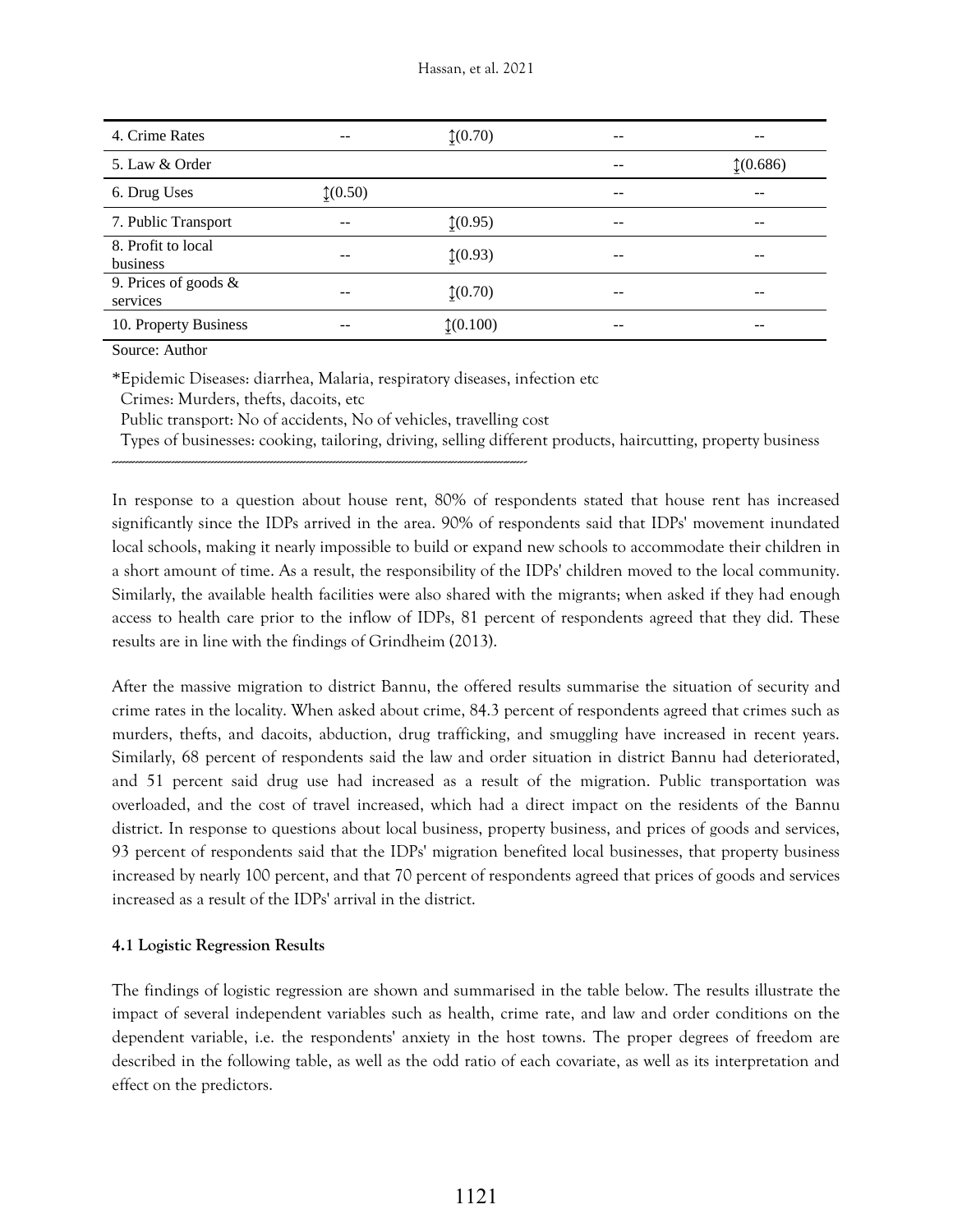| | | | | |
|---|---|---|---|---|
| 4. Crime Rates | -- | ↨(0.70) | -- | -- |
| 5. Law & Order | | | -- | ↨(0.686) |
| 6. Drug Uses | ↨(0.50) | | -- | -- |
| 7. Public Transport | -- | ↨(0.95) | -- | -- |
| 8. Profit to local business | -- | ↨(0.93) | -- | -- |
| 9. Prices of goods & services | -- | ↨(0.70) | -- | -- |
| 10. Property Business | -- | ↨(0.100) | -- | -- |

Source: Author

*Epidemic Diseases: diarrhea, Malaria, respiratory diseases, infection etc
Crimes: Murders, thefts, dacoits, etc
Public transport: No of accidents, No of vehicles, travelling cost
Types of businesses: cooking, tailoring, driving, selling different products, haircutting, property business

In response to a question about house rent, 80% of respondents stated that house rent has increased significantly since the IDPs arrived in the area. 90% of respondents said that IDPs' movement inundated local schools, making it nearly impossible to build or expand new schools to accommodate their children in a short amount of time. As a result, the responsibility of the IDPs' children moved to the local community. Similarly, the available health facilities were also shared with the migrants; when asked if they had enough access to health care prior to the inflow of IDPs, 81 percent of respondents agreed that they did. These results are in line with the findings of Grindheim (2013).

After the massive migration to district Bannu, the offered results summarise the situation of security and crime rates in the locality. When asked about crime, 84.3 percent of respondents agreed that crimes such as murders, thefts, and dacoits, abduction, drug trafficking, and smuggling have increased in recent years. Similarly, 68 percent of respondents said the law and order situation in district Bannu had deteriorated, and 51 percent said drug use had increased as a result of the migration. Public transportation was overloaded, and the cost of travel increased, which had a direct impact on the residents of the Bannu district. In response to questions about local business, property business, and prices of goods and services, 93 percent of respondents said that the IDPs' migration benefited local businesses, that property business increased by nearly 100 percent, and that 70 percent of respondents agreed that prices of goods and services increased as a result of the IDPs' arrival in the district.

### 4.1 Logistic Regression Results

The findings of logistic regression are shown and summarised in the table below. The results illustrate the impact of several independent variables such as health, crime rate, and law and order conditions on the dependent variable, i.e. the respondents' anxiety in the host towns. The proper degrees of freedom are described in the following table, as well as the odd ratio of each covariate, as well as its interpretation and effect on the predictors.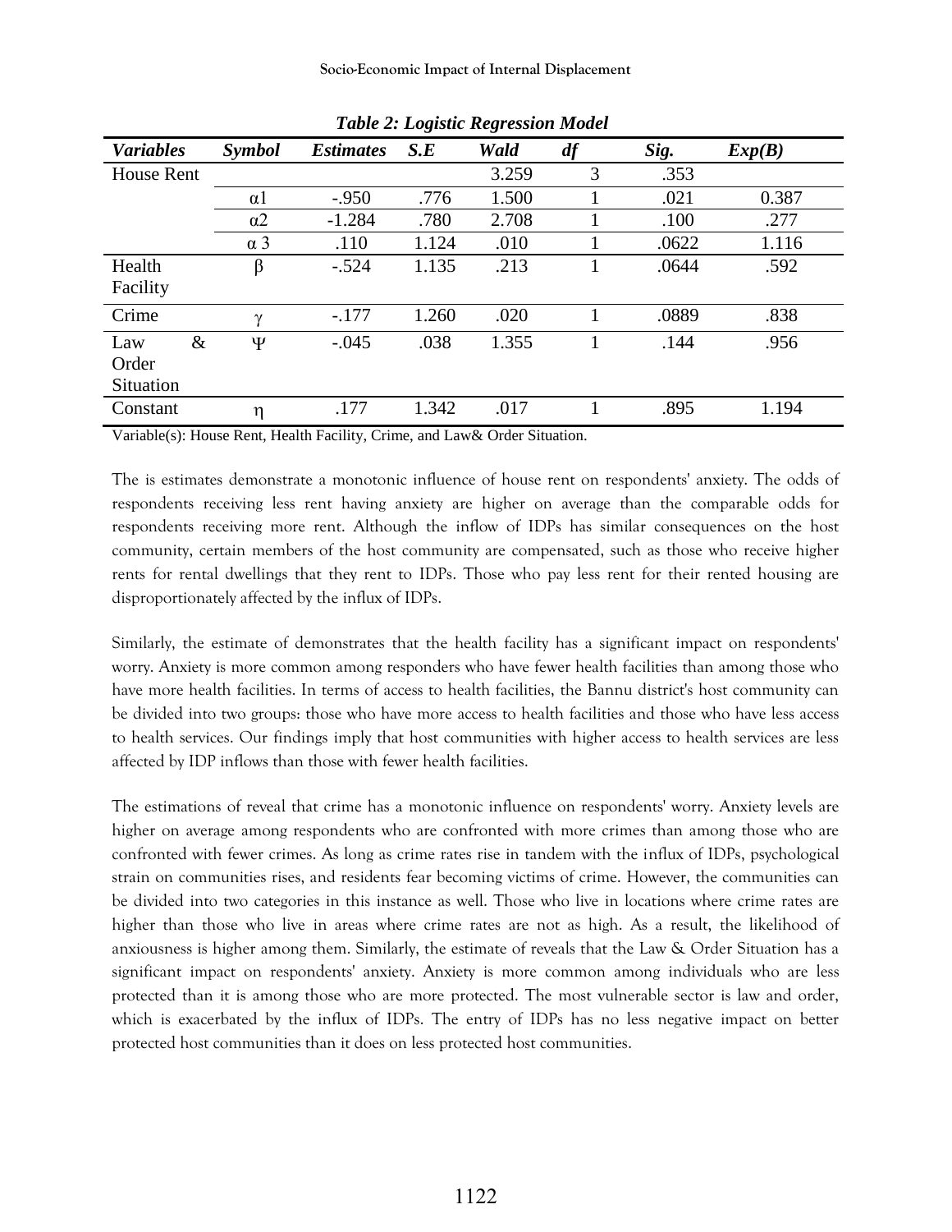*Table 2: Logistic Regression Model*

| *Variables* | *Symbol* | *Estimates* | *S.E* | *Wald* | *df* | *Sig.* | *Exp(B)* |
|---|---|---|---|---|---|---|---|
| House Rent | | | | 3.259 | 3 | .353 | |
| | $\alpha 1$ | -.950 | .776 | 1.500 | 1 | .021 | 0.387 |
| | $\alpha 2$ | -1.284 | .780 | 2.708 | 1 | .100 | .277 |
| | $\alpha$ 3 | .110 | 1.124 | .010 | 1 | .0622 | 1.116 |
| Health Facility | $\beta$ | -.524 | 1.135 | .213 | 1 | .0644 | .592 |
| Crime | $\gamma$ | -.177 | 1.260 | .020 | 1 | .0889 | .838 |
| Law & Order Situation | $\Psi$ | -.045 | .038 | 1.355 | 1 | .144 | .956 |
| Constant | $\eta$ | .177 | 1.342 | .017 | 1 | .895 | 1.194 |

Variable(s): House Rent, Health Facility, Crime, and Law& Order Situation.

The is estimates demonstrate a monotonic influence of house rent on respondents' anxiety. The odds of respondents receiving less rent having anxiety are higher on average than the comparable odds for respondents receiving more rent. Although the inflow of IDPs has similar consequences on the host community, certain members of the host community are compensated, such as those who receive higher rents for rental dwellings that they rent to IDPs. Those who pay less rent for their rented housing are disproportionately affected by the influx of IDPs.

Similarly, the estimate of demonstrates that the health facility has a significant impact on respondents' worry. Anxiety is more common among responders who have fewer health facilities than among those who have more health facilities. In terms of access to health facilities, the Bannu district's host community can be divided into two groups: those who have more access to health facilities and those who have less access to health services. Our findings imply that host communities with higher access to health services are less affected by IDP inflows than those with fewer health facilities.

The estimations of reveal that crime has a monotonic influence on respondents' worry. Anxiety levels are higher on average among respondents who are confronted with more crimes than among those who are confronted with fewer crimes. As long as crime rates rise in tandem with the influx of IDPs, psychological strain on communities rises, and residents fear becoming victims of crime. However, the communities can be divided into two categories in this instance as well. Those who live in locations where crime rates are higher than those who live in areas where crime rates are not as high. As a result, the likelihood of anxiousness is higher among them. Similarly, the estimate of reveals that the Law & Order Situation has a significant impact on respondents' anxiety. Anxiety is more common among individuals who are less protected than it is among those who are more protected. The most vulnerable sector is law and order, which is exacerbated by the influx of IDPs. The entry of IDPs has no less negative impact on better protected host communities than it does on less protected host communities.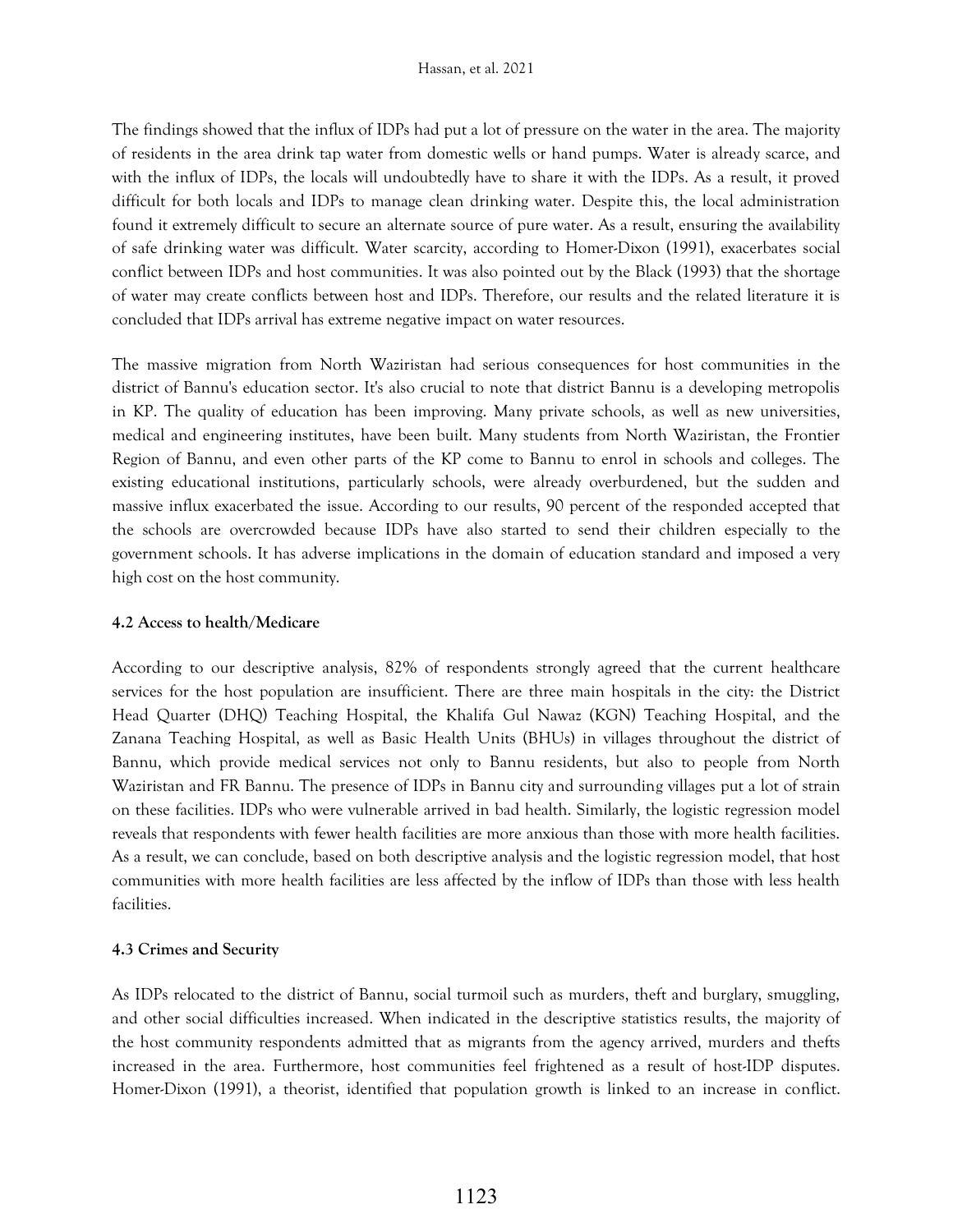The findings showed that the influx of IDPs had put a lot of pressure on the water in the area. The majority of residents in the area drink tap water from domestic wells or hand pumps. Water is already scarce, and with the influx of IDPs, the locals will undoubtedly have to share it with the IDPs. As a result, it proved difficult for both locals and IDPs to manage clean drinking water. Despite this, the local administration found it extremely difficult to secure an alternate source of pure water. As a result, ensuring the availability of safe drinking water was difficult. Water scarcity, according to Homer-Dixon (1991), exacerbates social conflict between IDPs and host communities. It was also pointed out by the Black (1993) that the shortage of water may create conflicts between host and IDPs. Therefore, our results and the related literature it is concluded that IDPs arrival has extreme negative impact on water resources.

The massive migration from North Waziristan had serious consequences for host communities in the district of Bannu's education sector. It's also crucial to note that district Bannu is a developing metropolis in KP. The quality of education has been improving. Many private schools, as well as new universities, medical and engineering institutes, have been built. Many students from North Waziristan, the Frontier Region of Bannu, and even other parts of the KP come to Bannu to enrol in schools and colleges. The existing educational institutions, particularly schools, were already overburdened, but the sudden and massive influx exacerbated the issue. According to our results, 90 percent of the responded accepted that the schools are overcrowded because IDPs have also started to send their children especially to the government schools. It has adverse implications in the domain of education standard and imposed a very high cost on the host community.

### 4.2 Access to health/Medicare

According to our descriptive analysis, 82% of respondents strongly agreed that the current healthcare services for the host population are insufficient. There are three main hospitals in the city: the District Head Quarter (DHQ) Teaching Hospital, the Khalifa Gul Nawaz (KGN) Teaching Hospital, and the Zanana Teaching Hospital, as well as Basic Health Units (BHUs) in villages throughout the district of Bannu, which provide medical services not only to Bannu residents, but also to people from North Waziristan and FR Bannu. The presence of IDPs in Bannu city and surrounding villages put a lot of strain on these facilities. IDPs who were vulnerable arrived in bad health. Similarly, the logistic regression model reveals that respondents with fewer health facilities are more anxious than those with more health facilities. As a result, we can conclude, based on both descriptive analysis and the logistic regression model, that host communities with more health facilities are less affected by the inflow of IDPs than those with less health facilities.

### 4.3 Crimes and Security

As IDPs relocated to the district of Bannu, social turmoil such as murders, theft and burglary, smuggling, and other social difficulties increased. When indicated in the descriptive statistics results, the majority of the host community respondents admitted that as migrants from the agency arrived, murders and thefts increased in the area. Furthermore, host communities feel frightened as a result of host-IDP disputes. Homer-Dixon (1991), a theorist, identified that population growth is linked to an increase in conflict.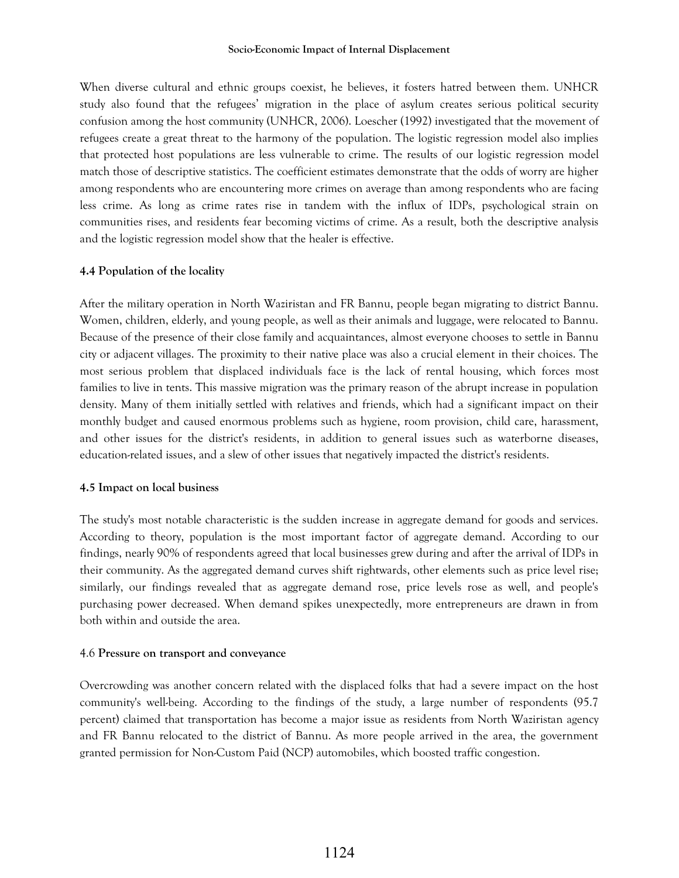When diverse cultural and ethnic groups coexist, he believes, it fosters hatred between them. UNHCR study also found that the refugees' migration in the place of asylum creates serious political security confusion among the host community (UNHCR, 2006). Loescher (1992) investigated that the movement of refugees create a great threat to the harmony of the population. The logistic regression model also implies that protected host populations are less vulnerable to crime. The results of our logistic regression model match those of descriptive statistics. The coefficient estimates demonstrate that the odds of worry are higher among respondents who are encountering more crimes on average than among respondents who are facing less crime. As long as crime rates rise in tandem with the influx of IDPs, psychological strain on communities rises, and residents fear becoming victims of crime. As a result, both the descriptive analysis and the logistic regression model show that the healer is effective.

### 4.4 Population of the locality

After the military operation in North Waziristan and FR Bannu, people began migrating to district Bannu. Women, children, elderly, and young people, as well as their animals and luggage, were relocated to Bannu. Because of the presence of their close family and acquaintances, almost everyone chooses to settle in Bannu city or adjacent villages. The proximity to their native place was also a crucial element in their choices. The most serious problem that displaced individuals face is the lack of rental housing, which forces most families to live in tents. This massive migration was the primary reason of the abrupt increase in population density. Many of them initially settled with relatives and friends, which had a significant impact on their monthly budget and caused enormous problems such as hygiene, room provision, child care, harassment, and other issues for the district's residents, in addition to general issues such as waterborne diseases, education-related issues, and a slew of other issues that negatively impacted the district's residents.

### 4.5 Impact on local business

The study's most notable characteristic is the sudden increase in aggregate demand for goods and services. According to theory, population is the most important factor of aggregate demand. According to our findings, nearly 90% of respondents agreed that local businesses grew during and after the arrival of IDPs in their community. As the aggregated demand curves shift rightwards, other elements such as price level rise; similarly, our findings revealed that as aggregate demand rose, price levels rose as well, and people's purchasing power decreased. When demand spikes unexpectedly, more entrepreneurs are drawn in from both within and outside the area.

### 4.6 Pressure on transport and conveyance

Overcrowding was another concern related with the displaced folks that had a severe impact on the host community's well-being. According to the findings of the study, a large number of respondents (95.7 percent) claimed that transportation has become a major issue as residents from North Waziristan agency and FR Bannu relocated to the district of Bannu. As more people arrived in the area, the government granted permission for Non-Custom Paid (NCP) automobiles, which boosted traffic congestion.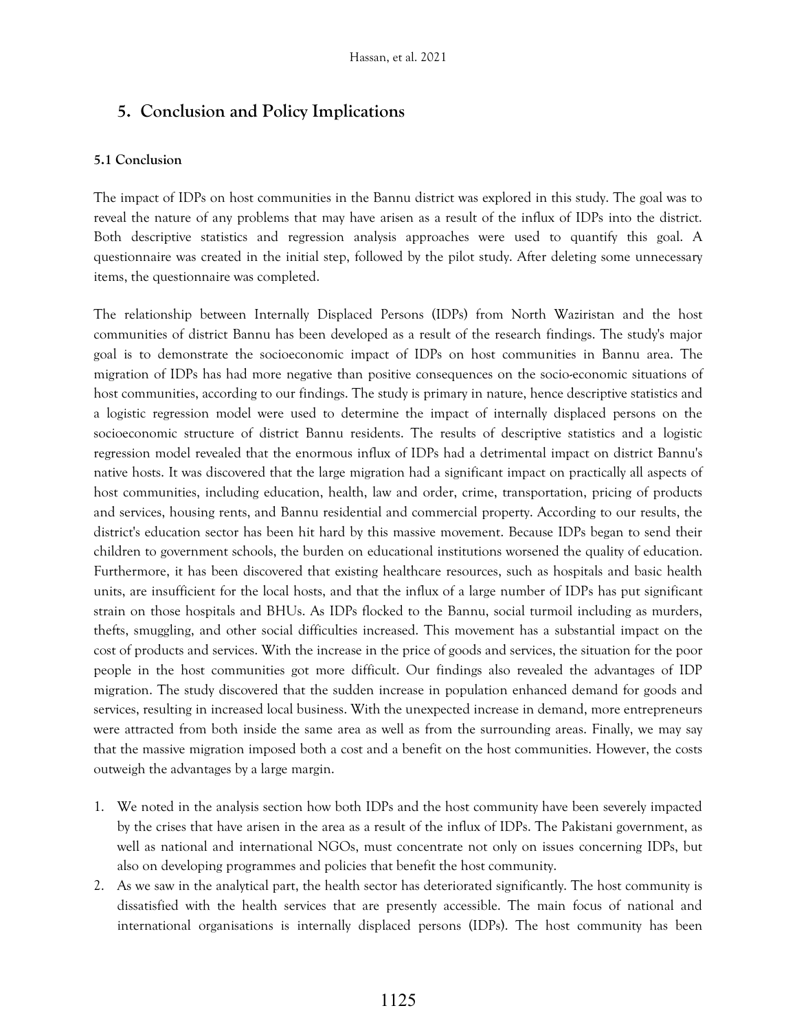# 5. Conclusion and Policy Implications

### 5.1 Conclusion

The impact of IDPs on host communities in the Bannu district was explored in this study. The goal was to reveal the nature of any problems that may have arisen as a result of the influx of IDPs into the district. Both descriptive statistics and regression analysis approaches were used to quantify this goal. A questionnaire was created in the initial step, followed by the pilot study. After deleting some unnecessary items, the questionnaire was completed.

The relationship between Internally Displaced Persons (IDPs) from North Waziristan and the host communities of district Bannu has been developed as a result of the research findings. The study's major goal is to demonstrate the socioeconomic impact of IDPs on host communities in Bannu area. The migration of IDPs has had more negative than positive consequences on the socio-economic situations of host communities, according to our findings. The study is primary in nature, hence descriptive statistics and a logistic regression model were used to determine the impact of internally displaced persons on the socioeconomic structure of district Bannu residents. The results of descriptive statistics and a logistic regression model revealed that the enormous influx of IDPs had a detrimental impact on district Bannu's native hosts. It was discovered that the large migration had a significant impact on practically all aspects of host communities, including education, health, law and order, crime, transportation, pricing of products and services, housing rents, and Bannu residential and commercial property. According to our results, the district's education sector has been hit hard by this massive movement. Because IDPs began to send their children to government schools, the burden on educational institutions worsened the quality of education. Furthermore, it has been discovered that existing healthcare resources, such as hospitals and basic health units, are insufficient for the local hosts, and that the influx of a large number of IDPs has put significant strain on those hospitals and BHUs. As IDPs flocked to the Bannu, social turmoil including as murders, thefts, smuggling, and other social difficulties increased. This movement has a substantial impact on the cost of products and services. With the increase in the price of goods and services, the situation for the poor people in the host communities got more difficult. Our findings also revealed the advantages of IDP migration. The study discovered that the sudden increase in population enhanced demand for goods and services, resulting in increased local business. With the unexpected increase in demand, more entrepreneurs were attracted from both inside the same area as well as from the surrounding areas. Finally, we may say that the massive migration imposed both a cost and a benefit on the host communities. However, the costs outweigh the advantages by a large margin.

1. We noted in the analysis section how both IDPs and the host community have been severely impacted by the crises that have arisen in the area as a result of the influx of IDPs. The Pakistani government, as well as national and international NGOs, must concentrate not only on issues concerning IDPs, but also on developing programmes and policies that benefit the host community.
2. As we saw in the analytical part, the health sector has deteriorated significantly. The host community is dissatisfied with the health services that are presently accessible. The main focus of national and international organisations is internally displaced persons (IDPs). The host community has been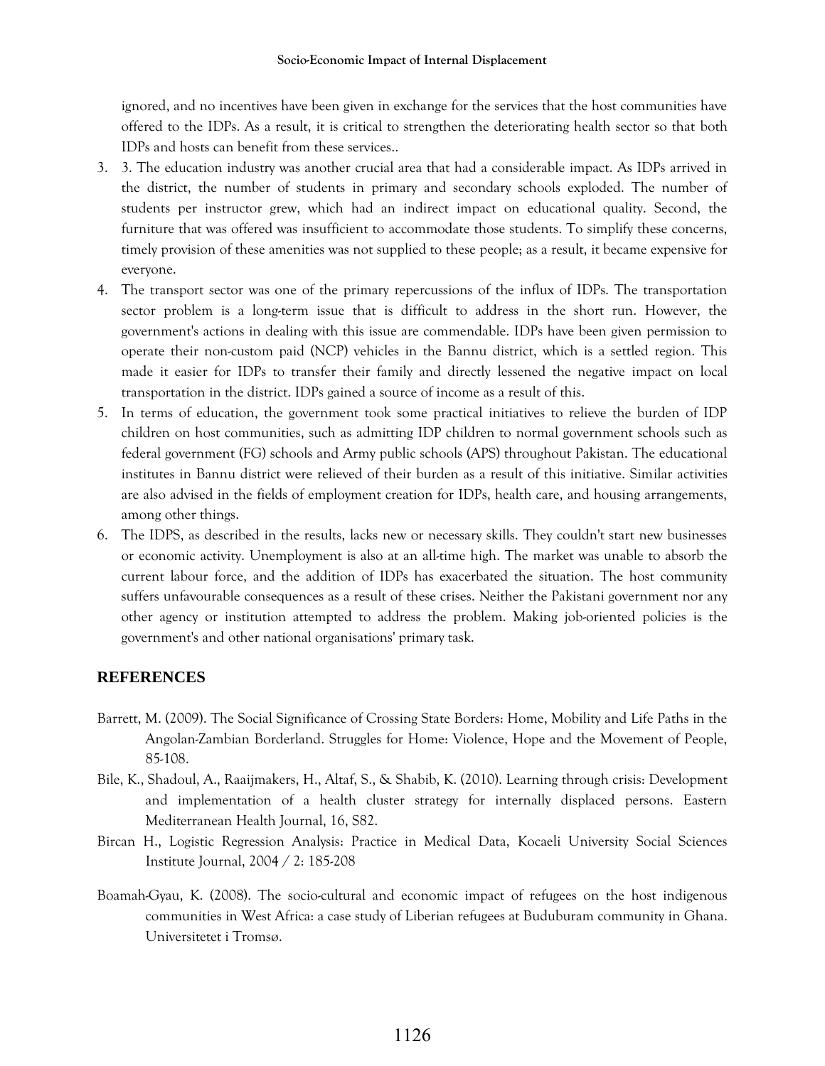ignored, and no incentives have been given in exchange for the services that the host communities have offered to the IDPs. As a result, it is critical to strengthen the deteriorating health sector so that both IDPs and hosts can benefit from these services..

3. 3. The education industry was another crucial area that had a considerable impact. As IDPs arrived in the district, the number of students in primary and secondary schools exploded. The number of students per instructor grew, which had an indirect impact on educational quality. Second, the furniture that was offered was insufficient to accommodate those students. To simplify these concerns, timely provision of these amenities was not supplied to these people; as a result, it became expensive for everyone.
4. The transport sector was one of the primary repercussions of the influx of IDPs. The transportation sector problem is a long-term issue that is difficult to address in the short run. However, the government's actions in dealing with this issue are commendable. IDPs have been given permission to operate their non-custom paid (NCP) vehicles in the Bannu district, which is a settled region. This made it easier for IDPs to transfer their family and directly lessened the negative impact on local transportation in the district. IDPs gained a source of income as a result of this.
5. In terms of education, the government took some practical initiatives to relieve the burden of IDP children on host communities, such as admitting IDP children to normal government schools such as federal government (FG) schools and Army public schools (APS) throughout Pakistan. The educational institutes in Bannu district were relieved of their burden as a result of this initiative. Similar activities are also advised in the fields of employment creation for IDPs, health care, and housing arrangements, among other things.
6. The IDPS, as described in the results, lacks new or necessary skills. They couldn't start new businesses or economic activity. Unemployment is also at an all-time high. The market was unable to absorb the current labour force, and the addition of IDPs has exacerbated the situation. The host community suffers unfavourable consequences as a result of these crises. Neither the Pakistani government nor any other agency or institution attempted to address the problem. Making job-oriented policies is the government's and other national organisations' primary task.

## REFERENCES

Barrett, M. (2009). The Social Significance of Crossing State Borders: Home, Mobility and Life Paths in the Angolan-Zambian Borderland. Struggles for Home: Violence, Hope and the Movement of People, 85-108.

Bile, K., Shadoul, A., Raaijmakers, H., Altaf, S., & Shabib, K. (2010). Learning through crisis: Development and implementation of a health cluster strategy for internally displaced persons. Eastern Mediterranean Health Journal, 16, S82.

Bircan H., Logistic Regression Analysis: Practice in Medical Data, Kocaeli University Social Sciences Institute Journal, 2004 / 2: 185-208

Boamah-Gyau, K. (2008). The socio-cultural and economic impact of refugees on the host indigenous communities in West Africa: a case study of Liberian refugees at Buduburam community in Ghana. Universitetet i Tromsø.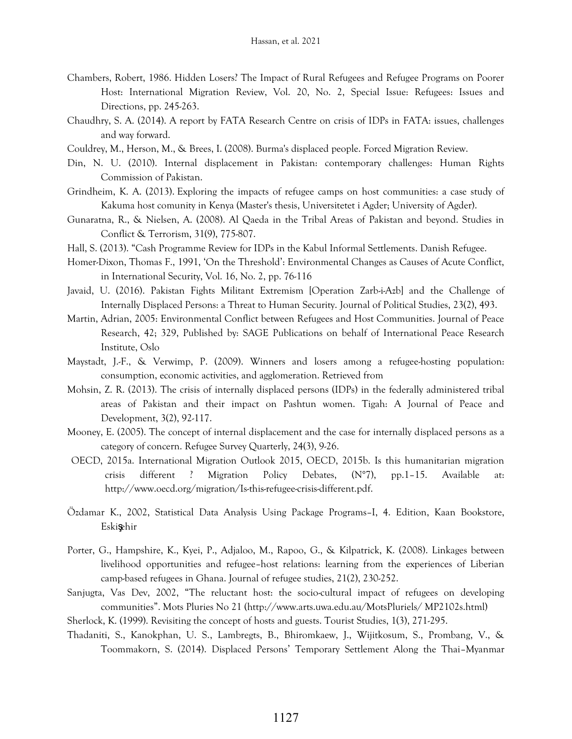Chambers, Robert, 1986. Hidden Losers? The Impact of Rural Refugees and Refugee Programs on Poorer Host: International Migration Review, Vol. 20, No. 2, Special Issue: Refugees: Issues and Directions, pp. 245-263.

Chaudhry, S. A. (2014). A report by FATA Research Centre on crisis of IDPs in FATA: issues, challenges and way forward.

Couldrey, M., Herson, M., & Brees, I. (2008). Burma's displaced people. Forced Migration Review.

Din, N. U. (2010). Internal displacement in Pakistan: contemporary challenges: Human Rights Commission of Pakistan.

Grindheim, K. A. (2013). Exploring the impacts of refugee camps on host communities: a case study of Kakuma host comunity in Kenya (Master's thesis, Universitetet i Agder; University of Agder).

Gunaratna, R., & Nielsen, A. (2008). Al Qaeda in the Tribal Areas of Pakistan and beyond. Studies in Conflict & Terrorism, 31(9), 775-807.

Hall, S. (2013). "Cash Programme Review for IDPs in the Kabul Informal Settlements. Danish Refugee.

Homer-Dixon, Thomas F., 1991, 'On the Threshold': Environmental Changes as Causes of Acute Conflict, in International Security, Vol. 16, No. 2, pp. 76-116

Javaid, U. (2016). Pakistan Fights Militant Extremism [Operation Zarb-i-Azb] and the Challenge of Internally Displaced Persons: a Threat to Human Security. Journal of Political Studies, 23(2), 493.

Martin, Adrian, 2005: Environmental Conflict between Refugees and Host Communities. Journal of Peace Research, 42; 329, Published by: SAGE Publications on behalf of International Peace Research Institute, Oslo

Maystadt, J.-F., & Verwimp, P. (2009). Winners and losers among a refugee-hosting population: consumption, economic activities, and agglomeration. Retrieved from

Mohsin, Z. R. (2013). The crisis of internally displaced persons (IDPs) in the federally administered tribal areas of Pakistan and their impact on Pashtun women. Tigah: A Journal of Peace and Development, 3(2), 92-117.

Mooney, E. (2005). The concept of internal displacement and the case for internally displaced persons as a category of concern. Refugee Survey Quarterly, 24(3), 9-26.

OECD, 2015a. International Migration Outlook 2015, OECD, 2015b. Is this humanitarian migration crisis different ? Migration Policy Debates, (N°7), pp.1–15. Available at: http://www.oecd.org/migration/Is-this-refugee-crisis-different.pdf.

Özdamar K., 2002, Statistical Data Analysis Using Package Programs–I, 4. Edition, Kaan Bookstore, Eskişehir

Porter, G., Hampshire, K., Kyei, P., Adjaloo, M., Rapoo, G., & Kilpatrick, K. (2008). Linkages between livelihood opportunities and refugee–host relations: learning from the experiences of Liberian camp-based refugees in Ghana. Journal of refugee studies, 21(2), 230-252.

Sanjugta, Vas Dev, 2002, "The reluctant host: the socio-cultural impact of refugees on developing communities". Mots Pluries No 21 (http://www.arts.uwa.edu.au/MotsPluriels/ MP2102s.html)

Sherlock, K. (1999). Revisiting the concept of hosts and guests. Tourist Studies, 1(3), 271-295.

Thadaniti, S., Kanokphan, U. S., Lambregts, B., Bhiromkaew, J., Wijitkosum, S., Prombang, V., & Toommakorn, S. (2014). Displaced Persons' Temporary Settlement Along the Thai–Myanmar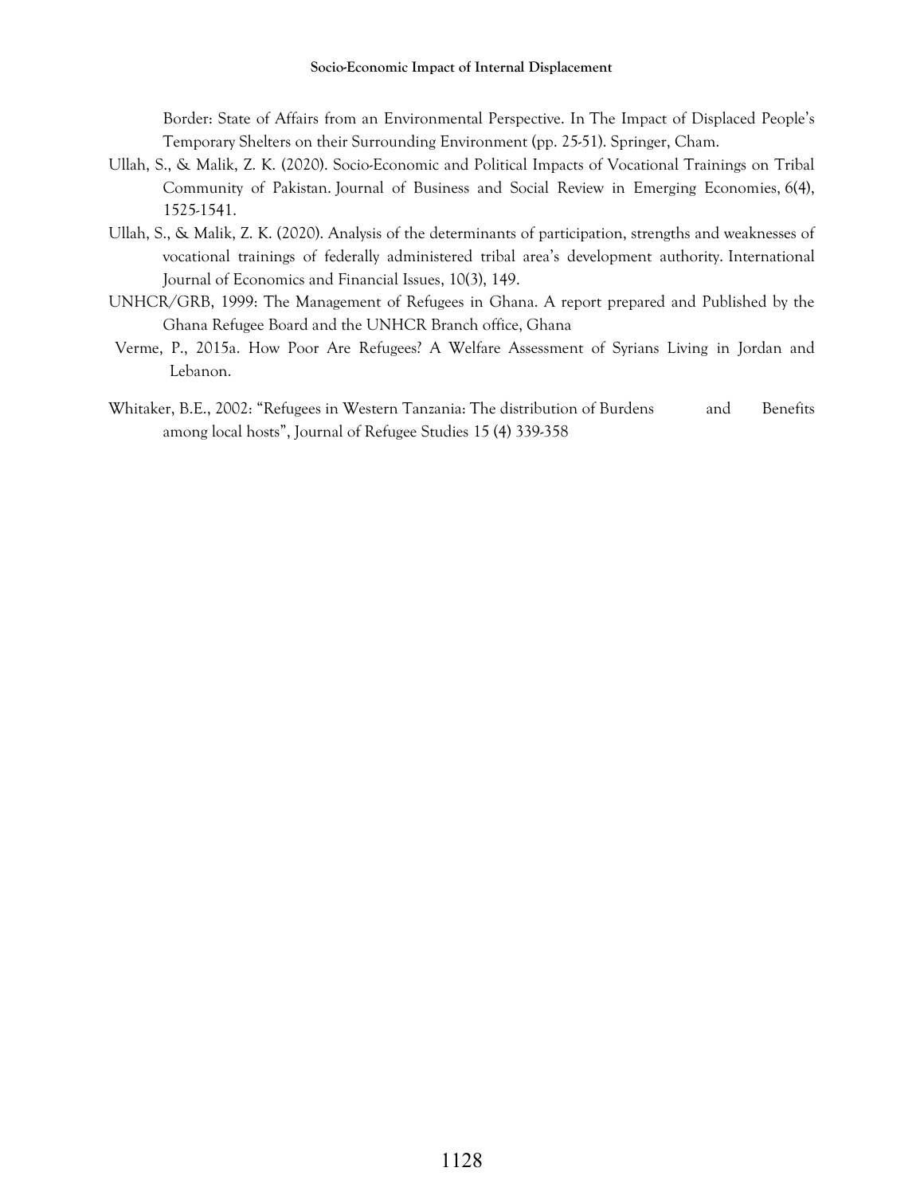Border: State of Affairs from an Environmental Perspective. In The Impact of Displaced People's Temporary Shelters on their Surrounding Environment (pp. 25-51). Springer, Cham.

Ullah, S., & Malik, Z. K. (2020). Socio-Economic and Political Impacts of Vocational Trainings on Tribal Community of Pakistan. Journal of Business and Social Review in Emerging Economies, 6(4), 1525-1541.

Ullah, S., & Malik, Z. K. (2020). Analysis of the determinants of participation, strengths and weaknesses of vocational trainings of federally administered tribal area's development authority. International Journal of Economics and Financial Issues, 10(3), 149.

UNHCR/GRB, 1999: The Management of Refugees in Ghana. A report prepared and Published by the Ghana Refugee Board and the UNHCR Branch office, Ghana

Verme, P., 2015a. How Poor Are Refugees? A Welfare Assessment of Syrians Living in Jordan and Lebanon.

Whitaker, B.E., 2002: "Refugees in Western Tanzania: The distribution of Burdens and Benefits among local hosts", Journal of Refugee Studies 15 (4) 339-358